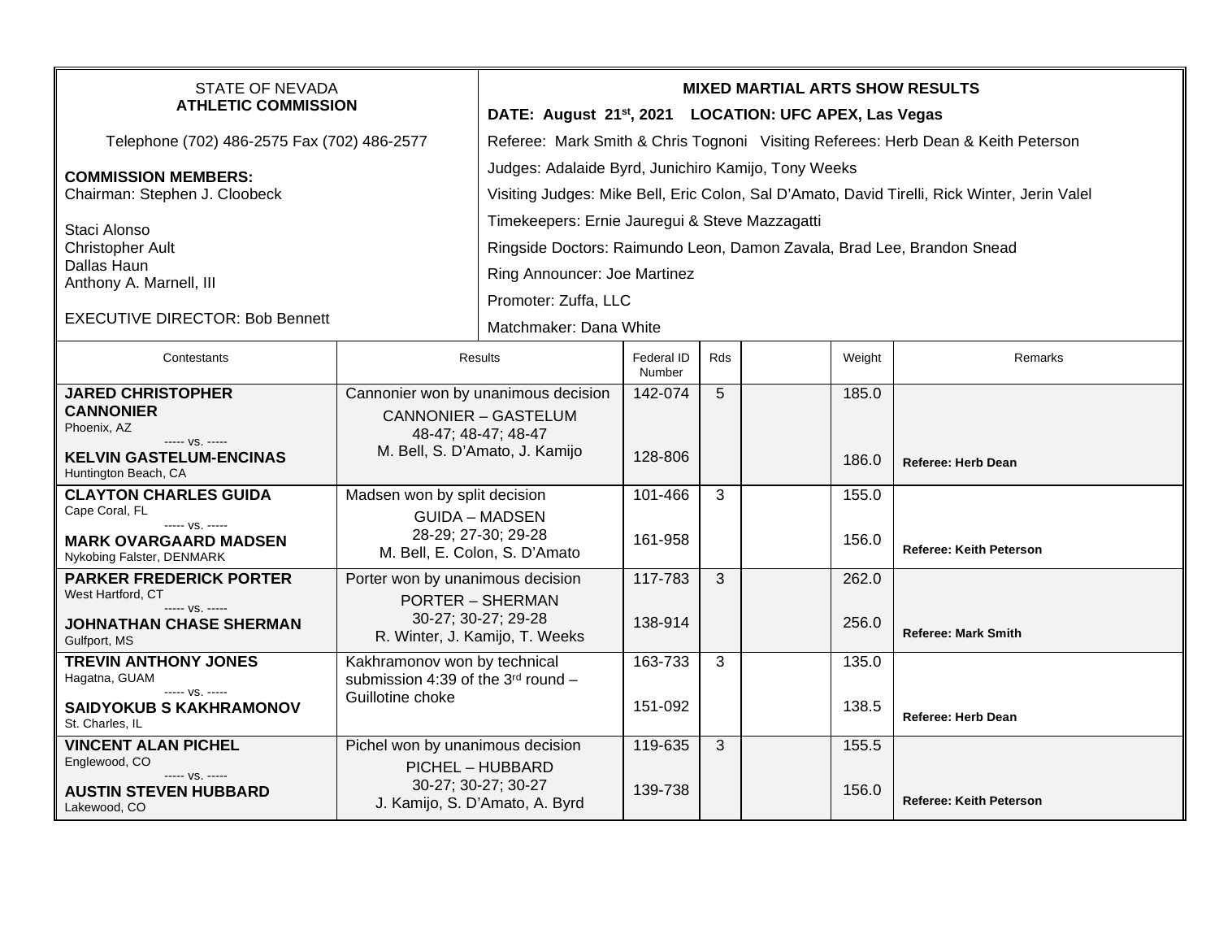STATE OF NEVADA
**ATHLETIC COMMISSION**

Telephone (702) 486-2575 Fax (702) 486-2577

**COMMISSION MEMBERS:**
Chairman: Stephen J. Cloobeck

Staci Alonso
Christopher Ault
Dallas Haun
Anthony A. Marnell, III

EXECUTIVE DIRECTOR: Bob Bennett

**MIXED MARTIAL ARTS SHOW RESULTS**

**DATE: August 21st, 2021 LOCATION: UFC APEX, Las Vegas**

Referee: Mark Smith & Chris Tognoni Visiting Referees: Herb Dean & Keith Peterson

Judges: Adalaide Byrd, Junichiro Kamijo, Tony Weeks

Visiting Judges: Mike Bell, Eric Colon, Sal D'Amato, David Tirelli, Rick Winter, Jerin Valel

Timekeepers: Ernie Jauregui & Steve Mazzagatti

Ringside Doctors: Raimundo Leon, Damon Zavala, Brad Lee, Brandon Snead

Ring Announcer: Joe Martinez

Promoter: Zuffa, LLC

Matchmaker: Dana White

| Contestants | Results | Federal ID Number | Rds | | Weight | Remarks |
|---|---|---|---|---|---|---|
| **JARED CHRISTOPHER CANNONIER** Phoenix, AZ<br>----- vs. -----<br>**KELVIN GASTELUM-ENCINAS** Huntington Beach, CA | Cannonier won by unanimous decision<br>CANNONIER – GASTELUM<br>48-47; 48-47; 48-47<br>M. Bell, S. D'Amato, J. Kamijo | 142-074<br><br>128-806 | 5 | | 185.0<br><br>186.0 | **Referee: Herb Dean** |
| **CLAYTON CHARLES GUIDA** Cape Coral, FL<br>----- vs. -----<br>**MARK OVARGAARD MADSEN** Nykobing Falster, DENMARK | Madsen won by split decision<br>GUIDA – MADSEN<br>28-29; 27-30; 29-28<br>M. Bell, E. Colon, S. D'Amato | 101-466<br><br>161-958 | 3 | | 155.0<br><br>156.0 | **Referee: Keith Peterson** |
| **PARKER FREDERICK PORTER** West Hartford, CT<br>----- vs. -----<br>**JOHNATHAN CHASE SHERMAN** Gulfport, MS | Porter won by unanimous decision<br>PORTER – SHERMAN<br>30-27; 30-27; 29-28<br>R. Winter, J. Kamijo, T. Weeks | 117-783<br><br>138-914 | 3 | | 262.0<br><br>256.0 | **Referee: Mark Smith** |
| **TREVIN ANTHONY JONES** Hagatna, GUAM<br>----- vs. -----<br>**SAIDYOKUB S KAKHRAMONOV** St. Charles, IL | Kakhramonov won by technical submission 4:39 of the 3rd round – Guillotine choke | 163-733<br><br>151-092 | 3 | | 135.0<br><br>138.5 | **Referee: Herb Dean** |
| **VINCENT ALAN PICHEL** Englewood, CO<br>----- vs. -----<br>**AUSTIN STEVEN HUBBARD** Lakewood, CO | Pichel won by unanimous decision<br>PICHEL – HUBBARD<br>30-27; 30-27; 30-27<br>J. Kamijo, S. D'Amato, A. Byrd | 119-635<br><br>139-738 | 3 | | 155.5<br><br>156.0 | **Referee: Keith Peterson** |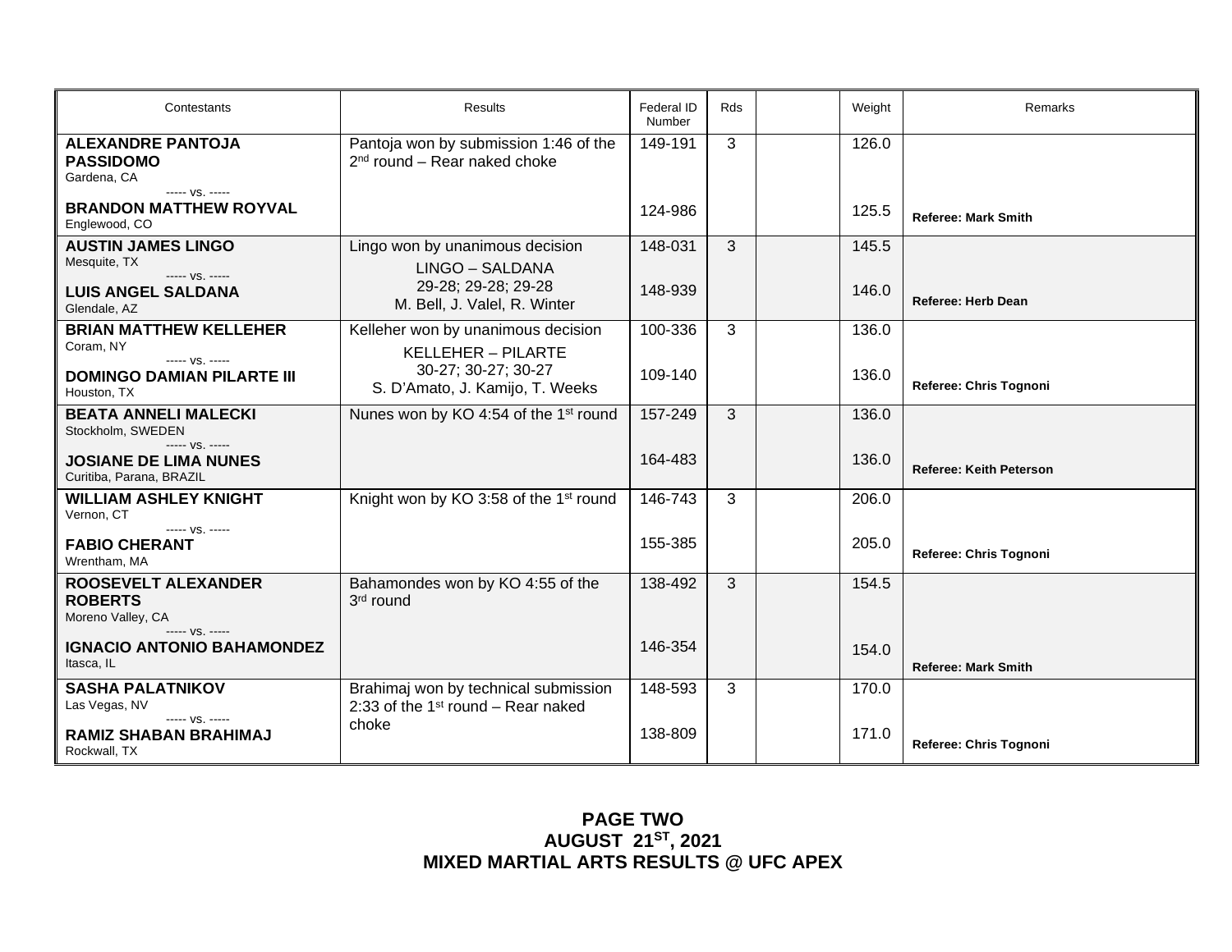| Contestants | Results | Federal ID Number | Rds | | Weight | Remarks |
|---|---|---|---|---|---|---|
| **ALEXANDRE PANTOJA PASSIDOMO** Gardena, CA ----- vs. ----- **BRANDON MATTHEW ROYVAL** Englewood, CO | Pantoja won by submission 1:46 of the 2nd round – Rear naked choke | 149-191 124-986 | 3 | | 126.0 125.5 | **Referee: Mark Smith** |
| **AUSTIN JAMES LINGO** Mesquite, TX ----- vs. ----- **LUIS ANGEL SALDANA** Glendale, AZ | Lingo won by unanimous decision LINGO – SALDANA 29-28; 29-28; 29-28 M. Bell, J. Valel, R. Winter | 148-031 148-939 | 3 | | 145.5 146.0 | **Referee: Herb Dean** |
| **BRIAN MATTHEW KELLEHER** Coram, NY ----- vs. ----- **DOMINGO DAMIAN PILARTE III** Houston, TX | Kelleher won by unanimous decision KELLEHER – PILARTE 30-27; 30-27; 30-27 S. D'Amato, J. Kamijo, T. Weeks | 100-336 109-140 | 3 | | 136.0 136.0 | **Referee: Chris Tognoni** |
| **BEATA ANNELI MALECKI** Stockholm, SWEDEN ----- vs. ----- **JOSIANE DE LIMA NUNES** Curitiba, Parana, BRAZIL | Nunes won by KO 4:54 of the 1st round | 157-249 164-483 | 3 | | 136.0 136.0 | **Referee: Keith Peterson** |
| **WILLIAM ASHLEY KNIGHT** Vernon, CT ----- vs. ----- **FABIO CHERANT** Wrentham, MA | Knight won by KO 3:58 of the 1st round | 146-743 155-385 | 3 | | 206.0 205.0 | **Referee: Chris Tognoni** |
| **ROOSEVELT ALEXANDER ROBERTS** Moreno Valley, CA ----- vs. ----- **IGNACIO ANTONIO BAHAMONDEZ** Itasca, IL | Bahamondes won by KO 4:55 of the 3rd round | 138-492 146-354 | 3 | | 154.5 154.0 | **Referee: Mark Smith** |
| **SASHA PALATNIKOV** Las Vegas, NV ----- vs. ----- **RAMIZ SHABAN BRAHIMAJ** Rockwall, TX | Brahimaj won by technical submission 2:33 of the 1st round – Rear naked choke | 148-593 138-809 | 3 | | 170.0 171.0 | **Referee: Chris Tognoni** |

**PAGE TWO**
**AUGUST 21ST, 2021**
**MIXED MARTIAL ARTS RESULTS @ UFC APEX**